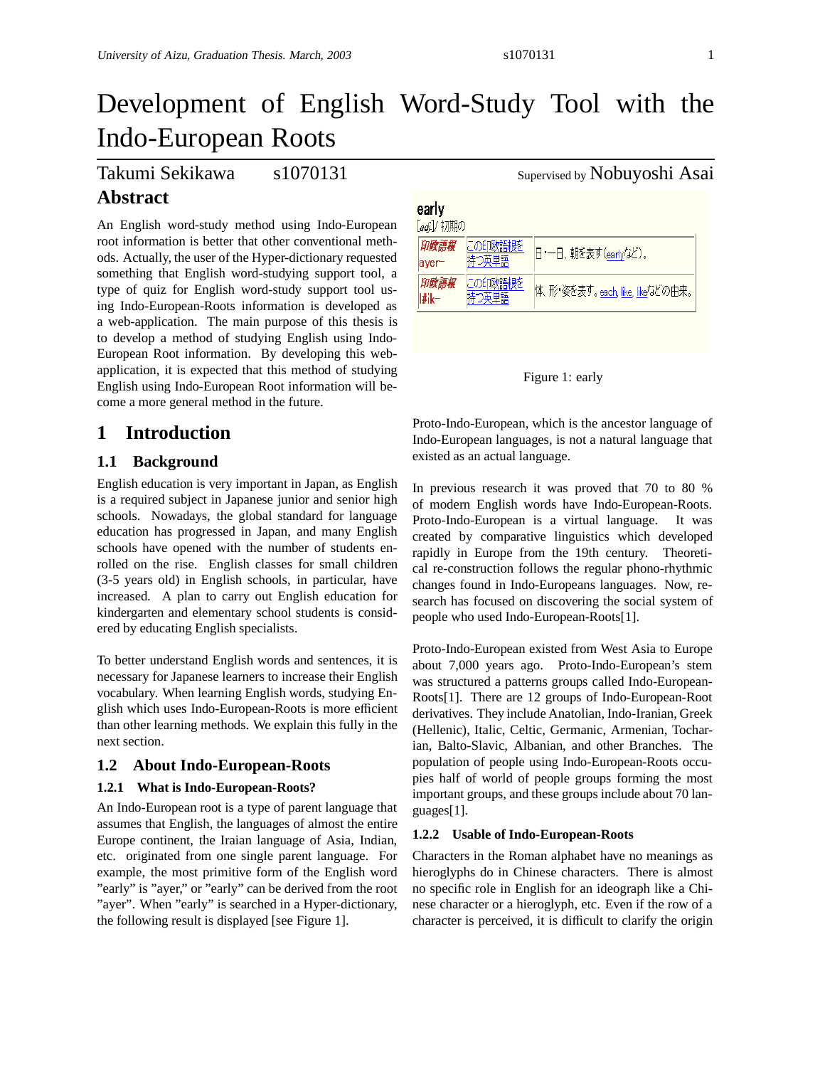# Development of English Word-Study Tool with the Indo-European Roots

Takumi Sekikawa s1070131 Supervised by Nobuyoshi Asai

## Abstract

An English word-study method using Indo-European root information is better that other conventional methods. Actually, the user of the Hyper-dictionary requested something that English word-studying support tool, a type of quiz for English word-study support tool using Indo-European-Roots information is developed as a web-application. The main purpose of this thesis is to develop a method of studying English using Indo-European Root information. By developing this web-application, it is expected that this method of studying English using Indo-European Root information will become a more general method in the future.

## 1 Introduction

### 1.1 Background

English education is very important in Japan, as English is a required subject in Japanese junior and senior high schools. Nowadays, the global standard for language education has progressed in Japan, and many English schools have opened with the number of students enrolled on the rise. English classes for small children (3-5 years old) in English schools, in particular, have increased. A plan to carry out English education for kindergarten and elementary school students is considered by educating English specialists.

To better understand English words and sentences, it is necessary for Japanese learners to increase their English vocabulary. When learning English words, studying English which uses Indo-European-Roots is more efficient than other learning methods. We explain this fully in the next section.

### 1.2 About Indo-European-Roots

#### 1.2.1 What is Indo-European-Roots?

An Indo-European root is a type of parent language that assumes that English, the languages of almost the entire Europe continent, the Iraian language of Asia, Indian, etc. originated from one single parent language. For example, the most primitive form of the English word "early" is "ayer," or "early" can be derived from the root "ayer". When "early" is searched in a Hyper-dictionary, the following result is displayed [see Figure 1].

early
[əːli] / 初期の

| 印欧語根 ayer- | この印欧語根を持つ英単語 | 日・一日、朝を表す(earlyなど)。 |
|---|---|---|
| 印欧語根 lik- | この印欧語根を持つ英単語 | 体、形・姿を表す。each, like, likeなどの由来。 |

Figure 1: early

Proto-Indo-European, which is the ancestor language of Indo-European languages, is not a natural language that existed as an actual language.

In previous research it was proved that 70 to 80 % of modern English words have Indo-European-Roots. Proto-Indo-European is a virtual language. It was created by comparative linguistics which developed rapidly in Europe from the 19th century. Theoretical re-construction follows the regular phono-rhythmic changes found in Indo-Europeans languages. Now, research has focused on discovering the social system of people who used Indo-European-Roots[1].

Proto-Indo-European existed from West Asia to Europe about 7,000 years ago. Proto-Indo-European's stem was structured a patterns groups called Indo-European-Roots[1]. There are 12 groups of Indo-European-Root derivatives. They include Anatolian, Indo-Iranian, Greek (Hellenic), Italic, Celtic, Germanic, Armenian, Tocharian, Balto-Slavic, Albanian, and other Branches. The population of people using Indo-European-Roots occupies half of world of people groups forming the most important groups, and these groups include about 70 languages[1].

#### 1.2.2 Usable of Indo-European-Roots

Characters in the Roman alphabet have no meanings as hieroglyphs do in Chinese characters. There is almost no specific role in English for an ideograph like a Chinese character or a hieroglyph, etc. Even if the row of a character is perceived, it is difficult to clarify the origin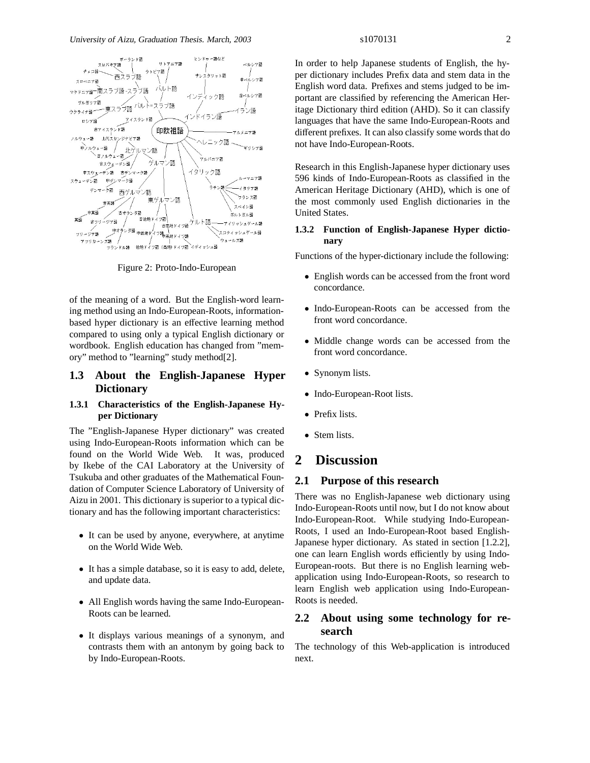Figure 2: Proto-Indo-European

of the meaning of a word. But the English-word learning method using an Indo-European-Roots, information-based hyper dictionary is an effective learning method compared to using only a typical English dictionary or wordbook. English education has changed from "memory" method to "learning" study method[2].

## 1.3 About the English-Japanese Hyper Dictionary

### 1.3.1 Characteristics of the English-Japanese Hyper Dictionary

The "English-Japanese Hyper dictionary" was created using Indo-European-Roots information which can be found on the World Wide Web. It was, produced by Ikebe of the CAI Laboratory at the University of Tsukuba and other graduates of the Mathematical Foundation of Computer Science Laboratory of University of Aizu in 2001. This dictionary is superior to a typical dictionary and has the following important characteristics:

- It can be used by anyone, everywhere, at anytime on the World Wide Web.
- It has a simple database, so it is easy to add, delete, and update data.
- All English words having the same Indo-European-Roots can be learned.
- It displays various meanings of a synonym, and contrasts them with an antonym by going back to by Indo-European-Roots.

In order to help Japanese students of English, the hyper dictionary includes Prefix data and stem data in the English word data. Prefixes and stems judged to be important are classified by referencing the American Heritage Dictionary third edition (AHD). So it can classify languages that have the same Indo-European-Roots and different prefixes. It can also classify some words that do not have Indo-European-Roots.

Research in this English-Japanese hyper dictionary uses 596 kinds of Indo-European-Roots as classified in the American Heritage Dictionary (AHD), which is one of the most commonly used English dictionaries in the United States.

### 1.3.2 Function of English-Japanese Hyper dictionary

Functions of the hyper-dictionary include the following:

- English words can be accessed from the front word concordance.
- Indo-European-Roots can be accessed from the front word concordance.
- Middle change words can be accessed from the front word concordance.
- Synonym lists.
- Indo-European-Root lists.
- Prefix lists.
- Stem lists.

# 2 Discussion

## 2.1 Purpose of this research

There was no English-Japanese web dictionary using Indo-European-Roots until now, but I do not know about Indo-European-Root. While studying Indo-European-Roots, I used an Indo-European-Root based English-Japanese hyper dictionary. As stated in section [1.2.2], one can learn English words efficiently by using Indo-European-roots. But there is no English learning web-application using Indo-European-Roots, so research to learn English web application using Indo-European-Roots is needed.

## 2.2 About using some technology for research

The technology of this Web-application is introduced next.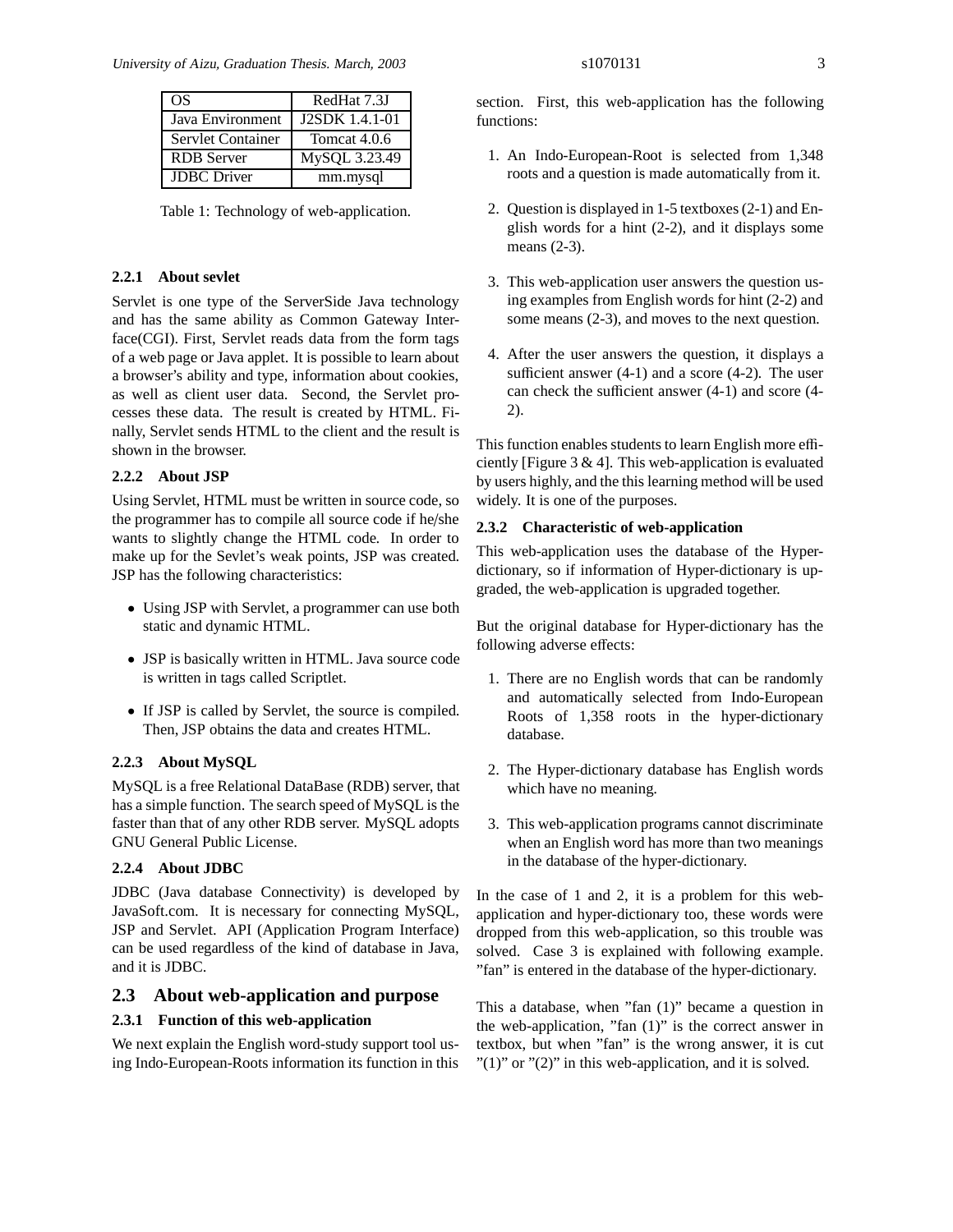| OS | RedHat 7.3J |
| --- | --- |
| Java Environment | J2SDK 1.4.1-01 |
| Servlet Container | Tomcat 4.0.6 |
| RDB Server | MySQL 3.23.49 |
| JDBC Driver | mm.mysql |

Table 1: Technology of web-application.

#### 2.2.1 About sevlet

Servlet is one type of the ServerSide Java technology and has the same ability as Common Gateway Interface(CGI). First, Servlet reads data from the form tags of a web page or Java applet. It is possible to learn about a browser's ability and type, information about cookies, as well as client user data. Second, the Servlet processes these data. The result is created by HTML. Finally, Servlet sends HTML to the client and the result is shown in the browser.

#### 2.2.2 About JSP

Using Servlet, HTML must be written in source code, so the programmer has to compile all source code if he/she wants to slightly change the HTML code. In order to make up for the Sevlet's weak points, JSP was created. JSP has the following characteristics:

- Using JSP with Servlet, a programmer can use both static and dynamic HTML.
- JSP is basically written in HTML. Java source code is written in tags called Scriptlet.
- If JSP is called by Servlet, the source is compiled. Then, JSP obtains the data and creates HTML.

#### 2.2.3 About MySQL

MySQL is a free Relational DataBase (RDB) server, that has a simple function. The search speed of MySQL is the faster than that of any other RDB server. MySQL adopts GNU General Public License.

#### 2.2.4 About JDBC

JDBC (Java database Connectivity) is developed by JavaSoft.com. It is necessary for connecting MySQL, JSP and Servlet. API (Application Program Interface) can be used regardless of the kind of database in Java, and it is JDBC.

## 2.3 About web-application and purpose

#### 2.3.1 Function of this web-application

We next explain the English word-study support tool using Indo-European-Roots information its function in this section. First, this web-application has the following functions:

1. An Indo-European-Root is selected from 1,348 roots and a question is made automatically from it.
2. Question is displayed in 1-5 textboxes (2-1) and English words for a hint (2-2), and it displays some means (2-3).
3. This web-application user answers the question using examples from English words for hint (2-2) and some means (2-3), and moves to the next question.
4. After the user answers the question, it displays a sufficient answer (4-1) and a score (4-2). The user can check the sufficient answer (4-1) and score (4-2).

This function enables students to learn English more efficiently [Figure 3 & 4]. This web-application is evaluated by users highly, and the this learning method will be used widely. It is one of the purposes.

#### 2.3.2 Characteristic of web-application

This web-application uses the database of the Hyper-dictionary, so if information of Hyper-dictionary is upgraded, the web-application is upgraded together.

But the original database for Hyper-dictionary has the following adverse effects:

1. There are no English words that can be randomly and automatically selected from Indo-European Roots of 1,358 roots in the hyper-dictionary database.
2. The Hyper-dictionary database has English words which have no meaning.
3. This web-application programs cannot discriminate when an English word has more than two meanings in the database of the hyper-dictionary.

In the case of 1 and 2, it is a problem for this web-application and hyper-dictionary too, these words were dropped from this web-application, so this trouble was solved. Case 3 is explained with following example. "fan" is entered in the database of the hyper-dictionary.

This a database, when "fan (1)" became a question in the web-application, "fan (1)" is the correct answer in textbox, but when "fan" is the wrong answer, it is cut "(1)" or "(2)" in this web-application, and it is solved.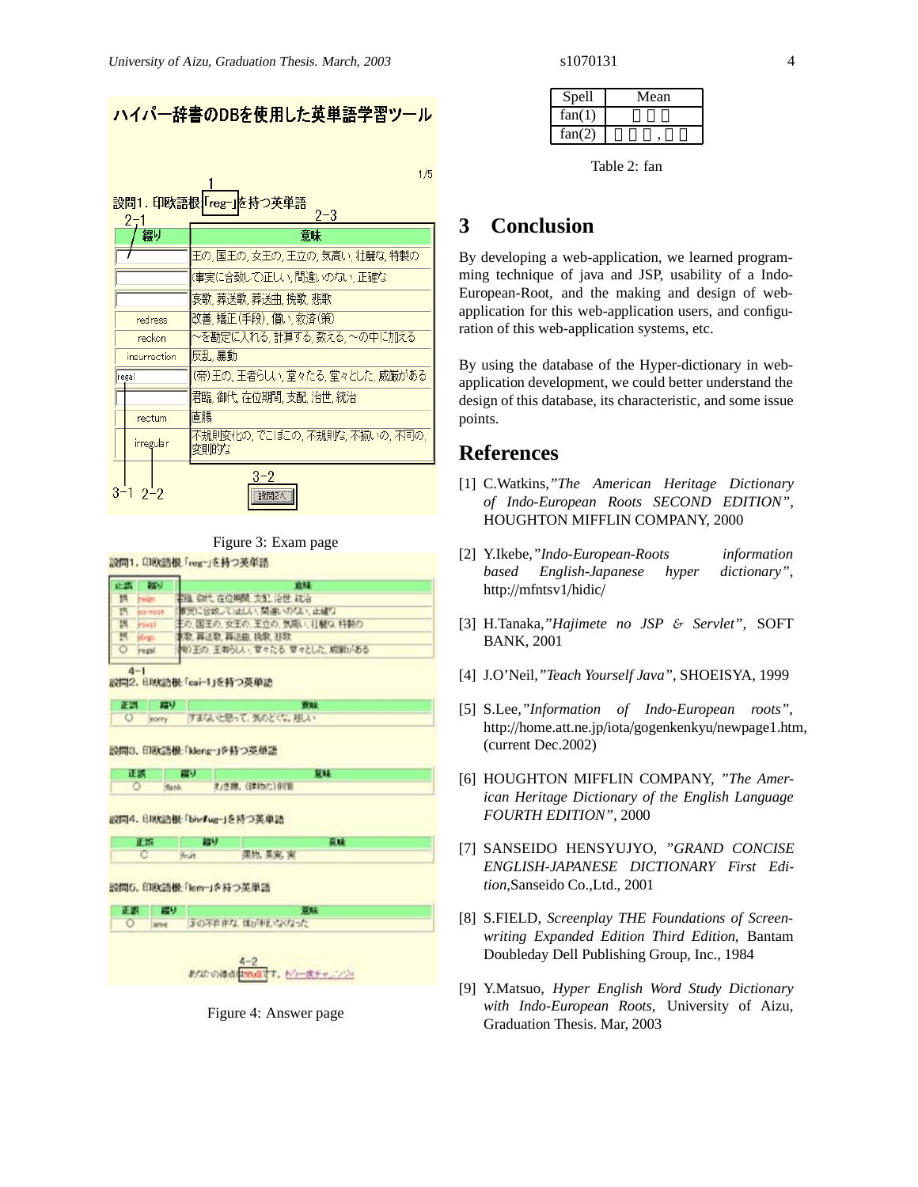Figure 3: Exam page

Figure 4: Answer page

| Spell | Mean |
|---|---|
| fan(1) | |
| fan(2) | , |

Table 2: fan

## 3 Conclusion

By developing a web-application, we learned programming technique of java and JSP, usability of a Indo-European-Root, and the making and design of web-application for this web-application users, and configuration of this web-application systems, etc.

By using the database of the Hyper-dictionary in web-application development, we could better understand the design of this database, its characteristic, and some issue points.

## References

[1] C.Watkins,*"The American Heritage Dictionary of Indo-European Roots SECOND EDITION"*, HOUGHTON MIFFLIN COMPANY, 2000

[2] Y.Ikebe,*"Indo-European-Roots information based English-Japanese hyper dictionary"*, http://mfntsv1/hidic/

[3] H.Tanaka,*"Hajimete no JSP & Servlet"*, SOFT BANK, 2001

[4] J.O'Neil,*"Teach Yourself Java"*, SHOEISYA, 1999

[5] S.Lee,*"Information of Indo-European roots"*, http://home.att.ne.jp/iota/gogenkenkyu/newpage1.htm, (current Dec.2002)

[6] HOUGHTON MIFFLIN COMPANY, *"The American Heritage Dictionary of the English Language FOURTH EDITION"*, 2000

[7] SANSEIDO HENSYUJYO, *"GRAND CONCISE ENGLISH-JAPANESE DICTIONARY First Edition*,Sanseido Co.,Ltd., 2001

[8] S.FIELD, *Screenplay THE Foundations of Screenwriting Expanded Edition Third Edition*, Bantam Doubleday Dell Publishing Group, Inc., 1984

[9] Y.Matsuo, *Hyper English Word Study Dictionary with Indo-European Roots*, University of Aizu, Graduation Thesis. Mar, 2003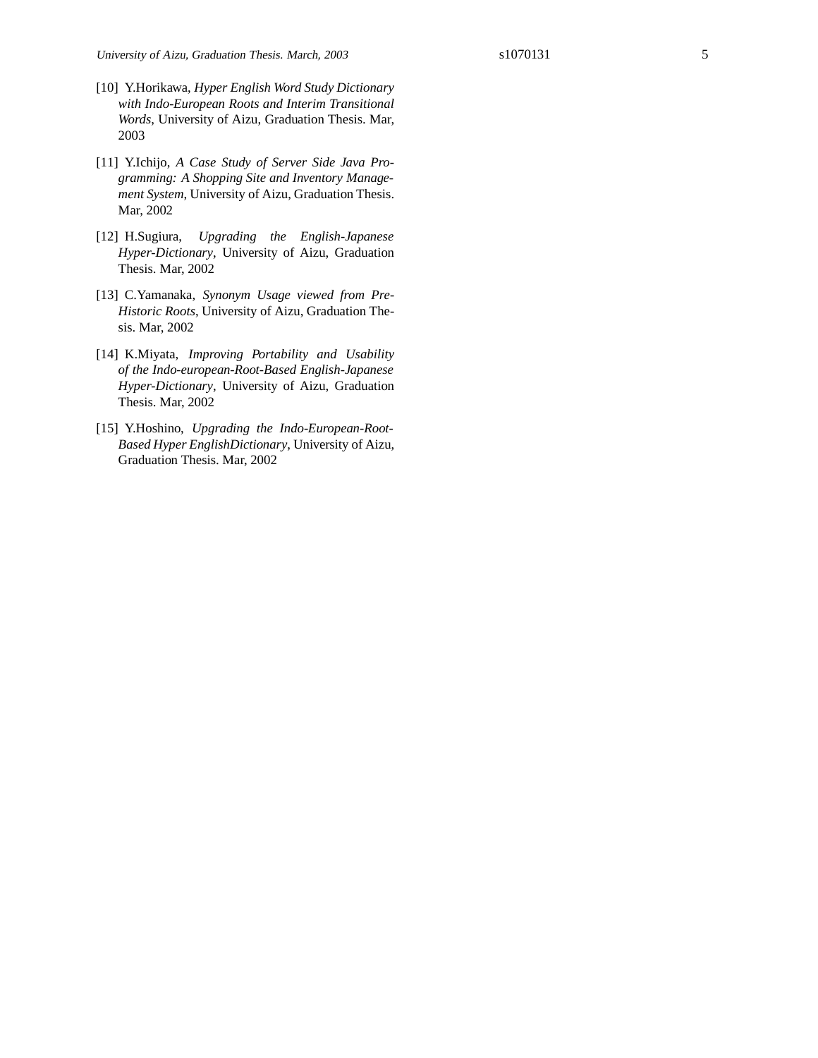[10] Y.Horikawa, *Hyper English Word Study Dictionary with Indo-European Roots and Interim Transitional Words*, University of Aizu, Graduation Thesis. Mar, 2003

[11] Y.Ichijo, *A Case Study of Server Side Java Programming: A Shopping Site and Inventory Management System*, University of Aizu, Graduation Thesis. Mar, 2002

[12] H.Sugiura, *Upgrading the English-Japanese Hyper-Dictionary*, University of Aizu, Graduation Thesis. Mar, 2002

[13] C.Yamanaka, *Synonym Usage viewed from Pre-Historic Roots*, University of Aizu, Graduation Thesis. Mar, 2002

[14] K.Miyata, *Improving Portability and Usability of the Indo-european-Root-Based English-Japanese Hyper-Dictionary*, University of Aizu, Graduation Thesis. Mar, 2002

[15] Y.Hoshino, *Upgrading the Indo-European-Root-Based Hyper EnglishDictionary*, University of Aizu, Graduation Thesis. Mar, 2002